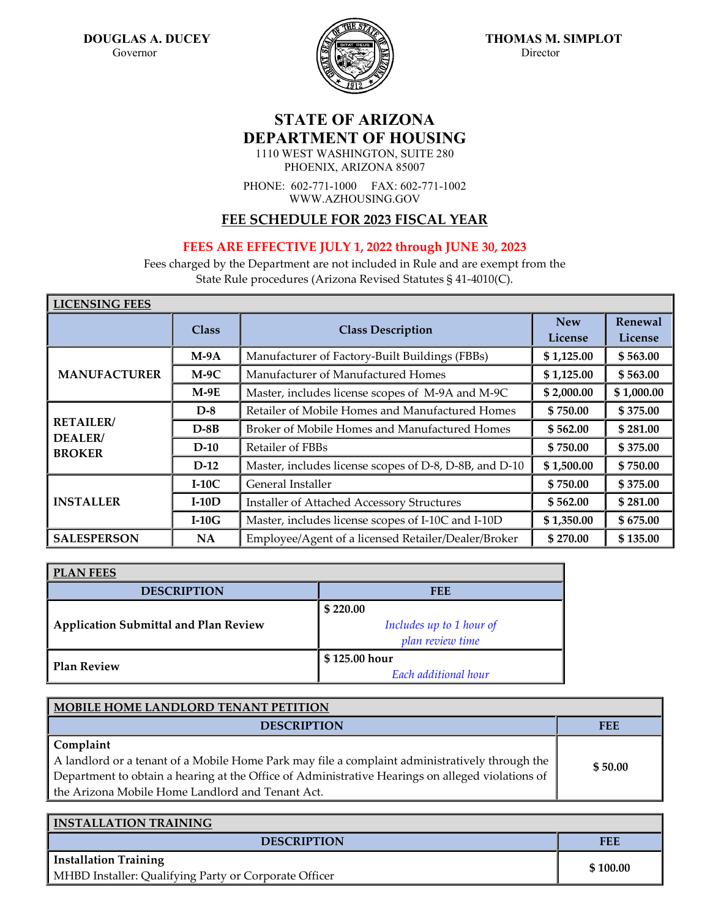**DOUGLAS A. DUCEY**
Governor

**THOMAS M. SIMPLOT**
Director

# STATE OF ARIZONA
# DEPARTMENT OF HOUSING

1110 WEST WASHINGTON, SUITE 280
PHOENIX, ARIZONA 85007

PHONE: 602-771-1000 FAX: 602-771-1002
WWW.AZHOUSING.GOV

## FEE SCHEDULE FOR 2023 FISCAL YEAR

**FEES ARE EFFECTIVE JULY 1, 2022 through JUNE 30, 2023**

Fees charged by the Department are not included in Rule and are exempt from the State Rule procedures (Arizona Revised Statutes § 41-4010(C).

**LICENSING FEES**

| | Class | Class Description | New License | Renewal License |
|---|---|---|---|---|
| **MANUFACTURER** | **M-9A** | Manufacturer of Factory-Built Buildings (FBBs) | **$ 1,125.00** | **$ 563.00** |
| | **M-9C** | Manufacturer of Manufactured Homes | **$ 1,125.00** | **$ 563.00** |
| | **M-9E** | Master, includes license scopes of M-9A and M-9C | **$ 2,000.00** | **$ 1,000.00** |
| **RETAILER/ DEALER/ BROKER** | **D-8** | Retailer of Mobile Homes and Manufactured Homes | **$ 750.00** | **$ 375.00** |
| | **D-8B** | Broker of Mobile Homes and Manufactured Homes | **$ 562.00** | **$ 281.00** |
| | **D-10** | Retailer of FBBs | **$ 750.00** | **$ 375.00** |
| | **D-12** | Master, includes license scopes of D-8, D-8B, and D-10 | **$ 1,500.00** | **$ 750.00** |
| **INSTALLER** | **I-10C** | General Installer | **$ 750.00** | **$ 375.00** |
| | **I-10D** | Installer of Attached Accessory Structures | **$ 562.00** | **$ 281.00** |
| | **I-10G** | Master, includes license scopes of I-10C and I-10D | **$ 1,350.00** | **$ 675.00** |
| **SALESPERSON** | **NA** | Employee/Agent of a licensed Retailer/Dealer/Broker | **$ 270.00** | **$ 135.00** |

**PLAN FEES**

| DESCRIPTION | FEE |
|---|---|
| **Application Submittal and Plan Review** | **$ 220.00** *Includes up to 1 hour of plan review time* |
| **Plan Review** | **$ 125.00 hour** *Each additional hour* |

**MOBILE HOME LANDLORD TENANT PETITION**

| DESCRIPTION | FEE |
|---|---|
| **Complaint** A landlord or a tenant of a Mobile Home Park may file a complaint administratively through the Department to obtain a hearing at the Office of Administrative Hearings on alleged violations of the Arizona Mobile Home Landlord and Tenant Act. | **$ 50.00** |

**INSTALLATION TRAINING**

| DESCRIPTION | FEE |
|---|---|
| **Installation Training** MHBD Installer: Qualifying Party or Corporate Officer | **$ 100.00** |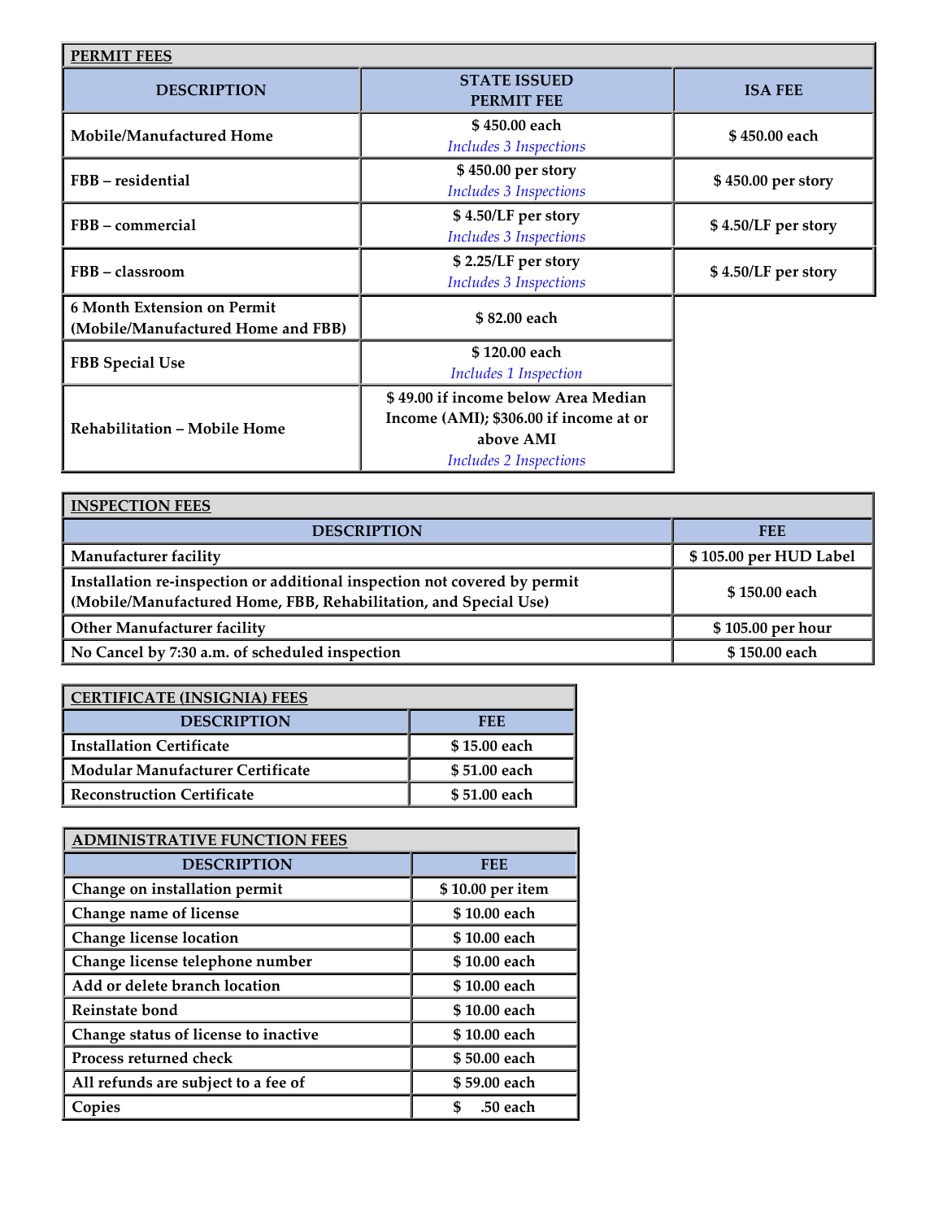| PERMIT FEES | | |
|---|---|---|
| **DESCRIPTION** | **STATE ISSUED PERMIT FEE** | **ISA FEE** |
| Mobile/Manufactured Home | $ 450.00 each<br>*Includes 3 Inspections* | $ 450.00 each |
| FBB – residential | $ 450.00 per story<br>*Includes 3 Inspections* | $ 450.00 per story |
| FBB – commercial | $ 4.50/LF per story<br>*Includes 3 Inspections* | $ 4.50/LF per story |
| FBB – classroom | $ 2.25/LF per story<br>*Includes 3 Inspections* | $ 4.50/LF per story |
| 6 Month Extension on Permit (Mobile/Manufactured Home and FBB) | $ 82.00 each | |
| FBB Special Use | $ 120.00 each<br>*Includes 1 Inspection* | |
| Rehabilitation – Mobile Home | $ 49.00 if income below Area Median Income (AMI); $306.00 if income at or above AMI<br>*Includes 2 Inspections* | |

| INSPECTION FEES | |
|---|---|
| **DESCRIPTION** | **FEE** |
| Manufacturer facility | $ 105.00 per HUD Label |
| Installation re-inspection or additional inspection not covered by permit (Mobile/Manufactured Home, FBB, Rehabilitation, and Special Use) | $ 150.00 each |
| Other Manufacturer facility | $ 105.00 per hour |
| No Cancel by 7:30 a.m. of scheduled inspection | $ 150.00 each |

| CERTIFICATE (INSIGNIA) FEES | |
|---|---|
| **DESCRIPTION** | **FEE** |
| Installation Certificate | $ 15.00 each |
| Modular Manufacturer Certificate | $ 51.00 each |
| Reconstruction Certificate | $ 51.00 each |

| ADMINISTRATIVE FUNCTION FEES | |
|---|---|
| **DESCRIPTION** | **FEE** |
| Change on installation permit | $ 10.00 per item |
| Change name of license | $ 10.00 each |
| Change license location | $ 10.00 each |
| Change license telephone number | $ 10.00 each |
| Add or delete branch location | $ 10.00 each |
| Reinstate bond | $ 10.00 each |
| Change status of license to inactive | $ 10.00 each |
| Process returned check | $ 50.00 each |
| All refunds are subject to a fee of | $ 59.00 each |
| Copies | $ .50 each |